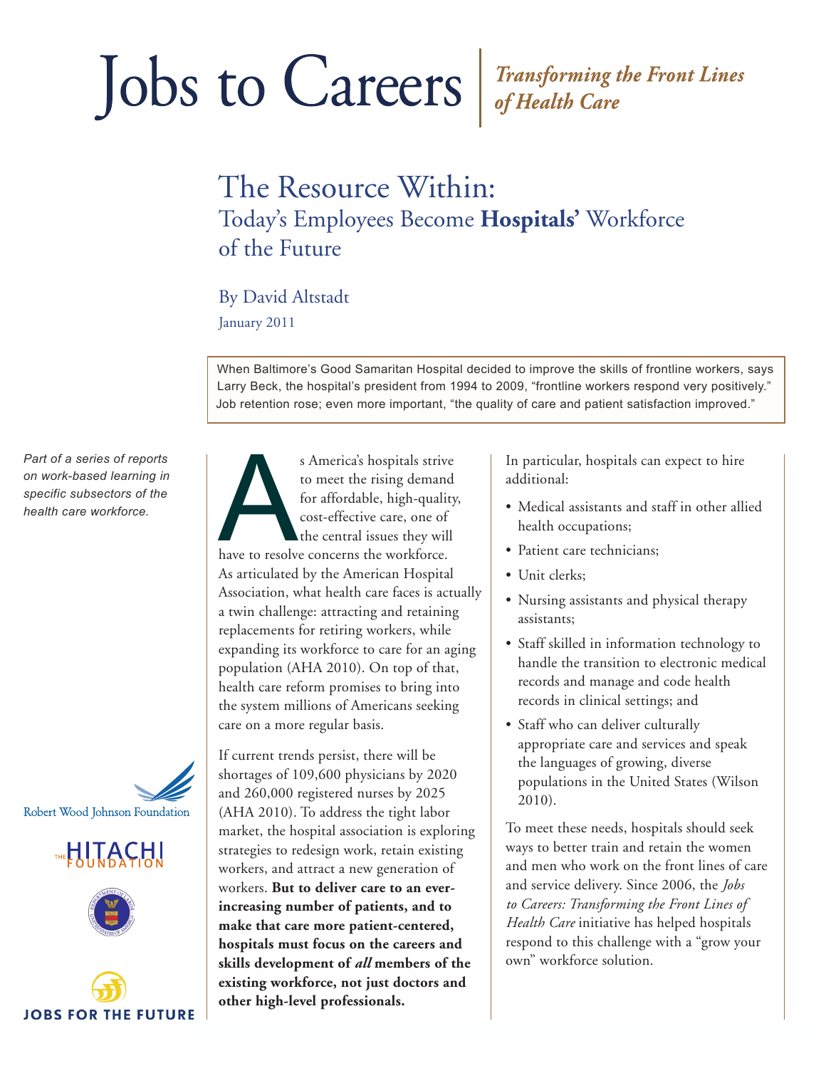# Jobs to Careers

*Transforming the Front Lines of Health Care*

## The Resource Within: Today's Employees Become **Hospitals'** Workforce of the Future

By David Altstadt

January 2011

> When Baltimore's Good Samaritan Hospital decided to improve the skills of frontline workers, says Larry Beck, the hospital's president from 1994 to 2009, "frontline workers respond very positively." Job retention rose; even more important, "the quality of care and patient satisfaction improved."

*Part of a series of reports on work-based learning in specific subsectors of the health care workforce.*

Robert Wood Johnson Foundation

The Hitachi Foundation

Jobs for the Future

As America's hospitals strive to meet the rising demand for affordable, high-quality, cost-effective care, one of the central issues they will have to resolve concerns the workforce. As articulated by the American Hospital Association, what health care faces is actually a twin challenge: attracting and retaining replacements for retiring workers, while expanding its workforce to care for an aging population (AHA 2010). On top of that, health care reform promises to bring into the system millions of Americans seeking care on a more regular basis.

If current trends persist, there will be shortages of 109,600 physicians by 2020 and 260,000 registered nurses by 2025 (AHA 2010). To address the tight labor market, the hospital association is exploring strategies to redesign work, retain existing workers, and attract a new generation of workers. **But to deliver care to an ever-increasing number of patients, and to make that care more patient-centered, hospitals must focus on the careers and skills development of *all* members of the existing workforce, not just doctors and other high-level professionals.**

In particular, hospitals can expect to hire additional:

- Medical assistants and staff in other allied health occupations;
- Patient care technicians;
- Unit clerks;
- Nursing assistants and physical therapy assistants;
- Staff skilled in information technology to handle the transition to electronic medical records and manage and code health records in clinical settings; and
- Staff who can deliver culturally appropriate care and services and speak the languages of growing, diverse populations in the United States (Wilson 2010).

To meet these needs, hospitals should seek ways to better train and retain the women and men who work on the front lines of care and service delivery. Since 2006, the *Jobs to Careers: Transforming the Front Lines of Health Care* initiative has helped hospitals respond to this challenge with a "grow your own" workforce solution.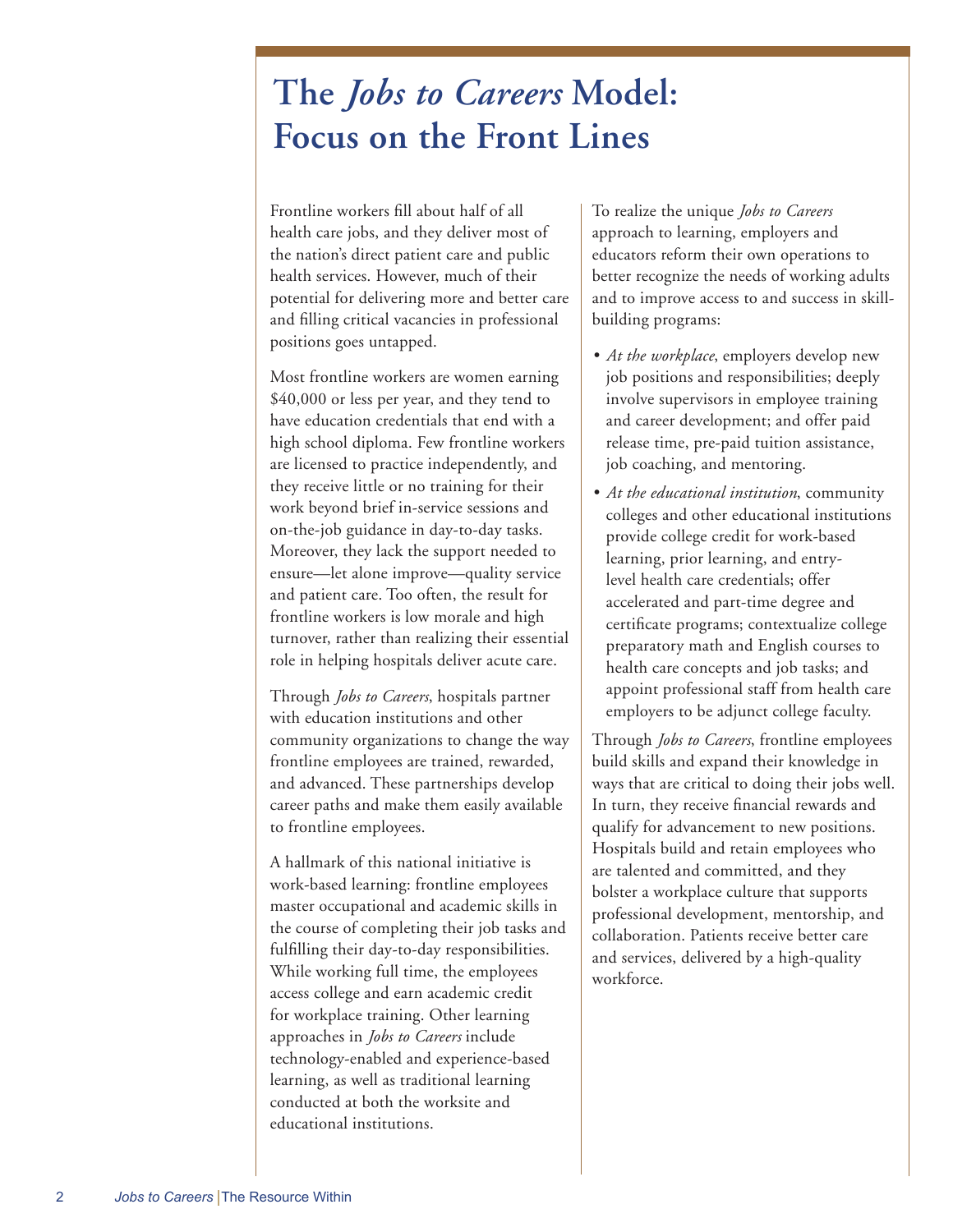# The *Jobs to Careers* Model: Focus on the Front Lines

Frontline workers fill about half of all health care jobs, and they deliver most of the nation's direct patient care and public health services. However, much of their potential for delivering more and better care and filling critical vacancies in professional positions goes untapped.

Most frontline workers are women earning $40,000 or less per year, and they tend to have education credentials that end with a high school diploma. Few frontline workers are licensed to practice independently, and they receive little or no training for their work beyond brief in-service sessions and on-the-job guidance in day-to-day tasks. Moreover, they lack the support needed to ensure—let alone improve—quality service and patient care. Too often, the result for frontline workers is low morale and high turnover, rather than realizing their essential role in helping hospitals deliver acute care.

Through *Jobs to Careers*, hospitals partner with education institutions and other community organizations to change the way frontline employees are trained, rewarded, and advanced. These partnerships develop career paths and make them easily available to frontline employees.

A hallmark of this national initiative is work-based learning: frontline employees master occupational and academic skills in the course of completing their job tasks and fulfilling their day-to-day responsibilities. While working full time, the employees access college and earn academic credit for workplace training. Other learning approaches in *Jobs to Careers* include technology-enabled and experience-based learning, as well as traditional learning conducted at both the worksite and educational institutions.

To realize the unique *Jobs to Careers* approach to learning, employers and educators reform their own operations to better recognize the needs of working adults and to improve access to and success in skill-building programs:

- *At the workplace*, employers develop new job positions and responsibilities; deeply involve supervisors in employee training and career development; and offer paid release time, pre-paid tuition assistance, job coaching, and mentoring.
- *At the educational institution*, community colleges and other educational institutions provide college credit for work-based learning, prior learning, and entry-level health care credentials; offer accelerated and part-time degree and certificate programs; contextualize college preparatory math and English courses to health care concepts and job tasks; and appoint professional staff from health care employers to be adjunct college faculty.

Through *Jobs to Careers*, frontline employees build skills and expand their knowledge in ways that are critical to doing their jobs well. In turn, they receive financial rewards and qualify for advancement to new positions. Hospitals build and retain employees who are talented and committed, and they bolster a workplace culture that supports professional development, mentorship, and collaboration. Patients receive better care and services, delivered by a high-quality workforce.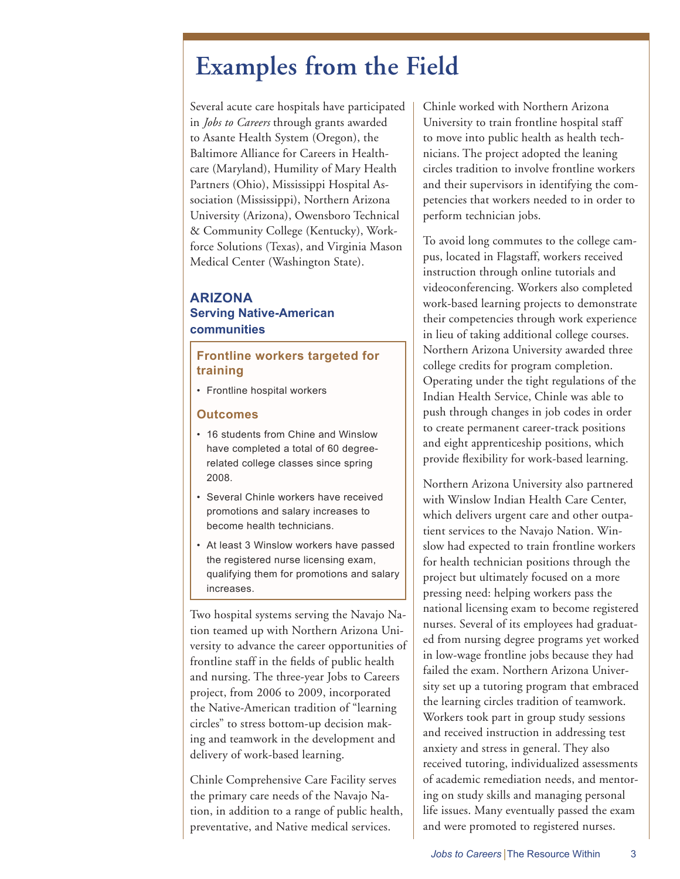# Examples from the Field

Several acute care hospitals have participated in *Jobs to Careers* through grants awarded to Asante Health System (Oregon), the Baltimore Alliance for Careers in Healthcare (Maryland), Humility of Mary Health Partners (Ohio), Mississippi Hospital Association (Mississippi), Northern Arizona University (Arizona), Owensboro Technical & Community College (Kentucky), Workforce Solutions (Texas), and Virginia Mason Medical Center (Washington State).

## ARIZONA

### Serving Native-American communities

#### Frontline workers targeted for training

- Frontline hospital workers

#### Outcomes

- 16 students from Chine and Winslow have completed a total of 60 degree-related college classes since spring 2008.
- Several Chinle workers have received promotions and salary increases to become health technicians.
- At least 3 Winslow workers have passed the registered nurse licensing exam, qualifying them for promotions and salary increases.

Two hospital systems serving the Navajo Nation teamed up with Northern Arizona University to advance the career opportunities of frontline staff in the fields of public health and nursing. The three-year Jobs to Careers project, from 2006 to 2009, incorporated the Native-American tradition of "learning circles" to stress bottom-up decision making and teamwork in the development and delivery of work-based learning.

Chinle Comprehensive Care Facility serves the primary care needs of the Navajo Nation, in addition to a range of public health, preventative, and Native medical services. Chinle worked with Northern Arizona University to train frontline hospital staff to move into public health as health technicians. The project adopted the leaning circles tradition to involve frontline workers and their supervisors in identifying the competencies that workers needed to in order to perform technician jobs.

To avoid long commutes to the college campus, located in Flagstaff, workers received instruction through online tutorials and videoconferencing. Workers also completed work-based learning projects to demonstrate their competencies through work experience in lieu of taking additional college courses. Northern Arizona University awarded three college credits for program completion. Operating under the tight regulations of the Indian Health Service, Chinle was able to push through changes in job codes in order to create permanent career-track positions and eight apprenticeship positions, which provide flexibility for work-based learning.

Northern Arizona University also partnered with Winslow Indian Health Care Center, which delivers urgent care and other outpatient services to the Navajo Nation. Winslow had expected to train frontline workers for health technician positions through the project but ultimately focused on a more pressing need: helping workers pass the national licensing exam to become registered nurses. Several of its employees had graduated from nursing degree programs yet worked in low-wage frontline jobs because they had failed the exam. Northern Arizona University set up a tutoring program that embraced the learning circles tradition of teamwork. Workers took part in group study sessions and received instruction in addressing test anxiety and stress in general. They also received tutoring, individualized assessments of academic remediation needs, and mentoring on study skills and managing personal life issues. Many eventually passed the exam and were promoted to registered nurses.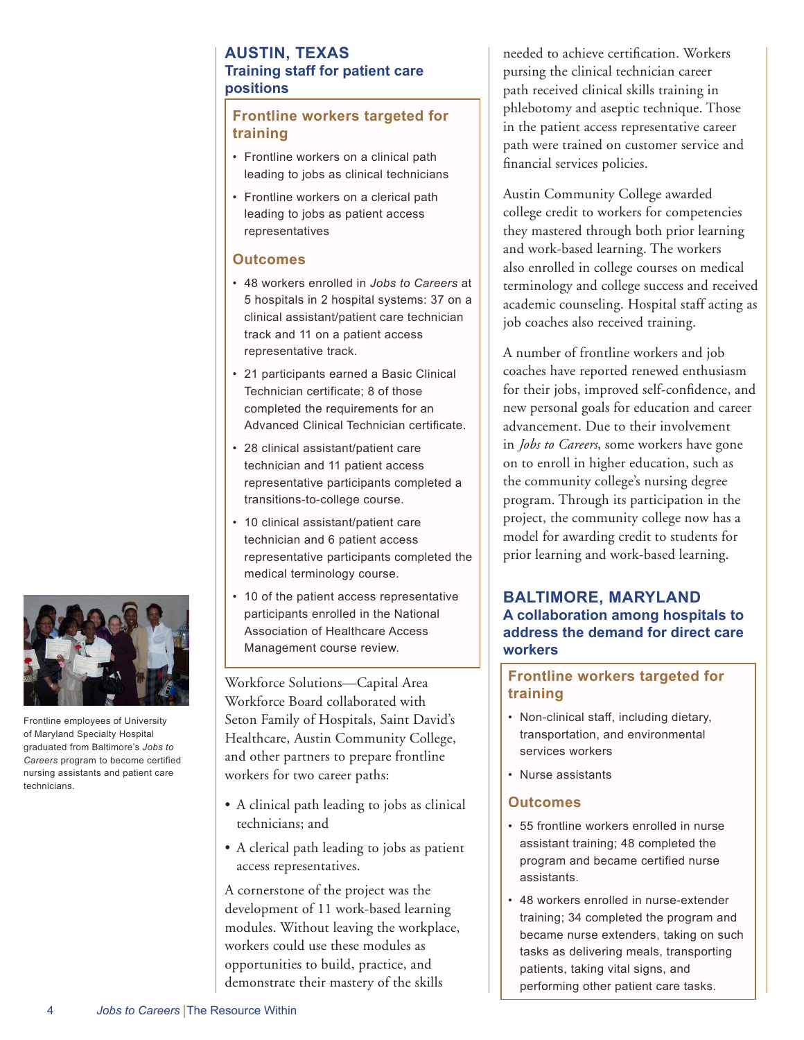## AUSTIN, TEXAS

### Training staff for patient care positions

#### Frontline workers targeted for training

- Frontline workers on a clinical path leading to jobs as clinical technicians
- Frontline workers on a clerical path leading to jobs as patient access representatives

#### Outcomes

- 48 workers enrolled in *Jobs to Careers* at 5 hospitals in 2 hospital systems: 37 on a clinical assistant/patient care technician track and 11 on a patient access representative track.
- 21 participants earned a Basic Clinical Technician certificate; 8 of those completed the requirements for an Advanced Clinical Technician certificate.
- 28 clinical assistant/patient care technician and 11 patient access representative participants completed a transitions-to-college course.
- 10 clinical assistant/patient care technician and 6 patient access representative participants completed the medical terminology course.
- 10 of the patient access representative participants enrolled in the National Association of Healthcare Access Management course review.

Workforce Solutions—Capital Area Workforce Board collaborated with Seton Family of Hospitals, Saint David's Healthcare, Austin Community College, and other partners to prepare frontline workers for two career paths:

- A clinical path leading to jobs as clinical technicians; and
- A clerical path leading to jobs as patient access representatives.

A cornerstone of the project was the development of 11 work-based learning modules. Without leaving the workplace, workers could use these modules as opportunities to build, practice, and demonstrate their mastery of the skills needed to achieve certification. Workers pursuing the clinical technician career path received clinical skills training in phlebotomy and aseptic technique. Those in the patient access representative career path were trained on customer service and financial services policies.

Austin Community College awarded college credit to workers for competencies they mastered through both prior learning and work-based learning. The workers also enrolled in college courses on medical terminology and college success and received academic counseling. Hospital staff acting as job coaches also received training.

A number of frontline workers and job coaches have reported renewed enthusiasm for their jobs, improved self-confidence, and new personal goals for education and career advancement. Due to their involvement in *Jobs to Careers*, some workers have gone on to enroll in higher education, such as the community college's nursing degree program. Through its participation in the project, the community college now has a model for awarding credit to students for prior learning and work-based learning.

Frontline employees of University of Maryland Specialty Hospital graduated from Baltimore's *Jobs to Careers* program to become certified nursing assistants and patient care technicians.

## BALTIMORE, MARYLAND

### A collaboration among hospitals to address the demand for direct care workers

#### Frontline workers targeted for training

- Non-clinical staff, including dietary, transportation, and environmental services workers
- Nurse assistants

#### Outcomes

- 55 frontline workers enrolled in nurse assistant training; 48 completed the program and became certified nurse assistants.
- 48 workers enrolled in nurse-extender training; 34 completed the program and became nurse extenders, taking on such tasks as delivering meals, transporting patients, taking vital signs, and performing other patient care tasks.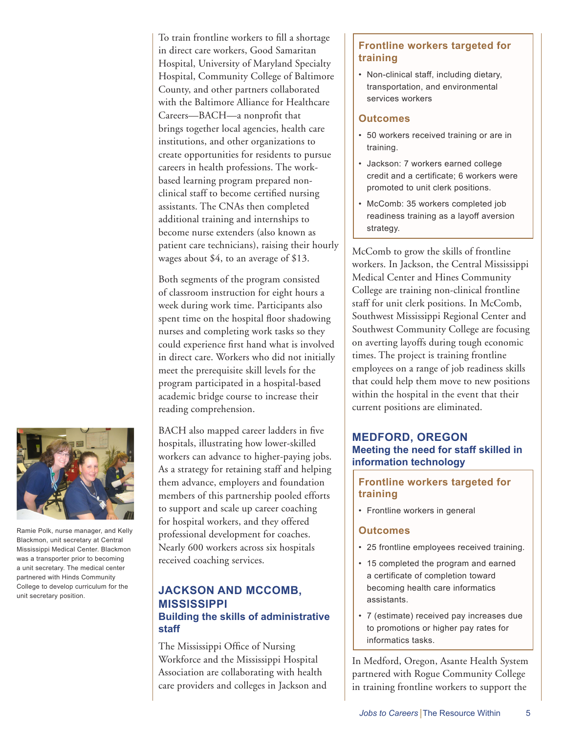To train frontline workers to fill a shortage in direct care workers, Good Samaritan Hospital, University of Maryland Specialty Hospital, Community College of Baltimore County, and other partners collaborated with the Baltimore Alliance for Healthcare Careers—BACH—a nonprofit that brings together local agencies, health care institutions, and other organizations to create opportunities for residents to pursue careers in health professions. The work-based learning program prepared non-clinical staff to become certified nursing assistants. The CNAs then completed additional training and internships to become nurse extenders (also known as patient care technicians), raising their hourly wages about $4, to an average of $13.

Both segments of the program consisted of classroom instruction for eight hours a week during work time. Participants also spent time on the hospital floor shadowing nurses and completing work tasks so they could experience first hand what is involved in direct care. Workers who did not initially meet the prerequisite skill levels for the program participated in a hospital-based academic bridge course to increase their reading comprehension.

BACH also mapped career ladders in five hospitals, illustrating how lower-skilled workers can advance to higher-paying jobs. As a strategy for retaining staff and helping them advance, employers and foundation members of this partnership pooled efforts to support and scale up career coaching for hospital workers, and they offered professional development for coaches. Nearly 600 workers across six hospitals received coaching services.

Ramie Polk, nurse manager, and Kelly Blackmon, unit secretary at Central Mississippi Medical Center. Blackmon was a transporter prior to becoming a unit secretary. The medical center partnered with Hinds Community College to develop curriculum for the unit secretary position.

## JACKSON AND MCCOMB, MISSISSIPPI

### Building the skills of administrative staff

**Frontline workers targeted for training**

- Non-clinical staff, including dietary, transportation, and environmental services workers

**Outcomes**

- 50 workers received training or are in training.
- Jackson: 7 workers earned college credit and a certificate; 6 workers were promoted to unit clerk positions.
- McComb: 35 workers completed job readiness training as a layoff aversion strategy.

The Mississippi Office of Nursing Workforce and the Mississippi Hospital Association are collaborating with health care providers and colleges in Jackson and McComb to grow the skills of frontline workers. In Jackson, the Central Mississippi Medical Center and Hines Community College are training non-clinical frontline staff for unit clerk positions. In McComb, Southwest Mississippi Regional Center and Southwest Community College are focusing on averting layoffs during tough economic times. The project is training frontline employees on a range of job readiness skills that could help them move to new positions within the hospital in the event that their current positions are eliminated.

## MEDFORD, OREGON

### Meeting the need for staff skilled in information technology

**Frontline workers targeted for training**

- Frontline workers in general

**Outcomes**

- 25 frontline employees received training.
- 15 completed the program and earned a certificate of completion toward becoming health care informatics assistants.
- 7 (estimate) received pay increases due to promotions or higher pay rates for informatics tasks.

In Medford, Oregon, Asante Health System partnered with Rogue Community College in training frontline workers to support the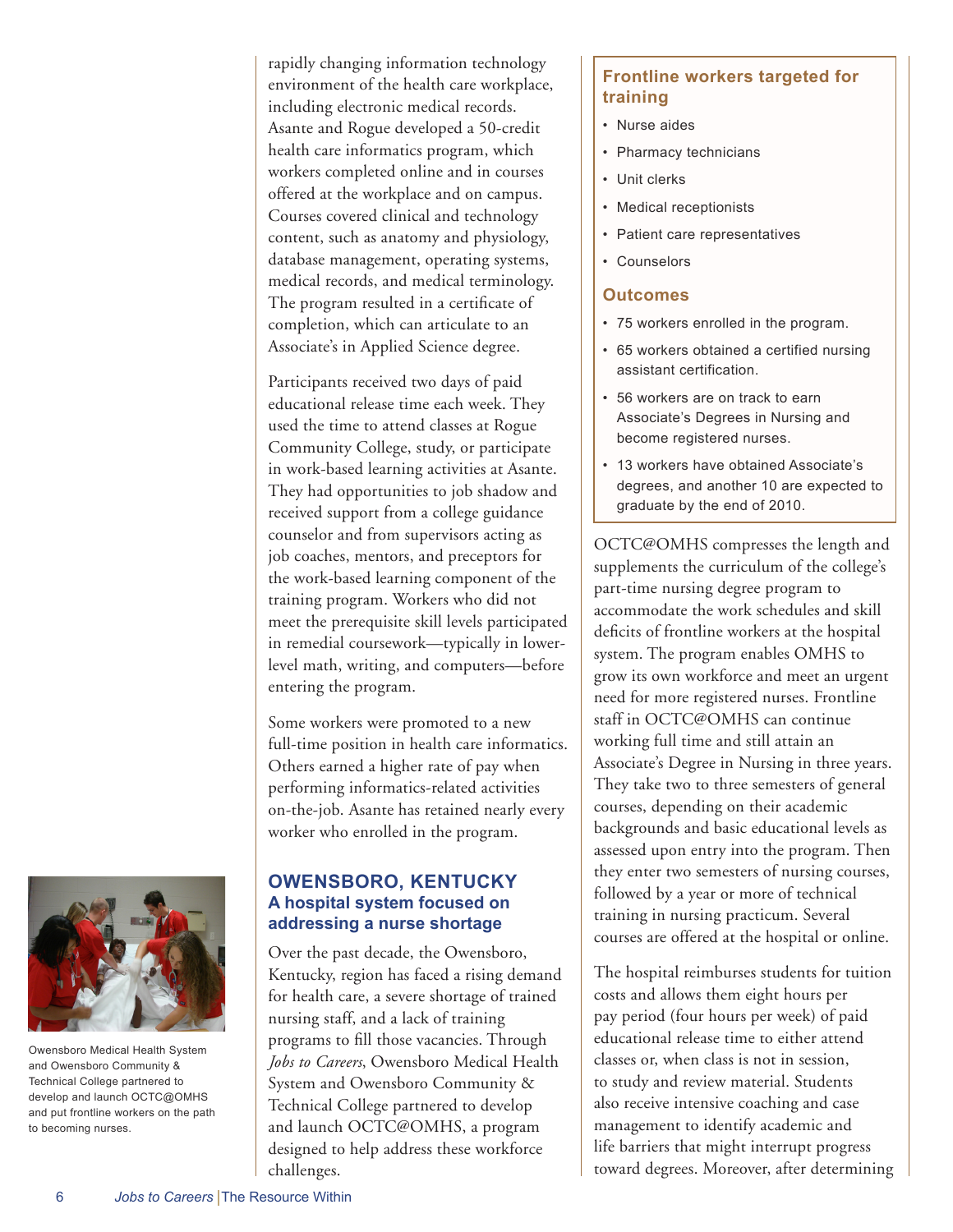rapidly changing information technology environment of the health care workplace, including electronic medical records. Asante and Rogue developed a 50-credit health care informatics program, which workers completed online and in courses offered at the workplace and on campus. Courses covered clinical and technology content, such as anatomy and physiology, database management, operating systems, medical records, and medical terminology. The program resulted in a certificate of completion, which can articulate to an Associate's in Applied Science degree.

Participants received two days of paid educational release time each week. They used the time to attend classes at Rogue Community College, study, or participate in work-based learning activities at Asante. They had opportunities to job shadow and received support from a college guidance counselor and from supervisors acting as job coaches, mentors, and preceptors for the work-based learning component of the training program. Workers who did not meet the prerequisite skill levels participated in remedial coursework—typically in lower-level math, writing, and computers—before entering the program.

Some workers were promoted to a new full-time position in health care informatics. Others earned a higher rate of pay when performing informatics-related activities on-the-job. Asante has retained nearly every worker who enrolled in the program.

Owensboro Medical Health System and Owensboro Community & Technical College partnered to develop and launch OCTC@OMHS and put frontline workers on the path to becoming nurses.

## OWENSBORO, KENTUCKY
### A hospital system focused on addressing a nurse shortage

Over the past decade, the Owensboro, Kentucky, region has faced a rising demand for health care, a severe shortage of trained nursing staff, and a lack of training programs to fill those vacancies. Through *Jobs to Careers*, Owensboro Medical Health System and Owensboro Community & Technical College partnered to develop and launch OCTC@OMHS, a program designed to help address these workforce challenges.

### Frontline workers targeted for training

- Nurse aides
- Pharmacy technicians
- Unit clerks
- Medical receptionists
- Patient care representatives
- Counselors

### Outcomes

- 75 workers enrolled in the program.
- 65 workers obtained a certified nursing assistant certification.
- 56 workers are on track to earn Associate's Degrees in Nursing and become registered nurses.
- 13 workers have obtained Associate's degrees, and another 10 are expected to graduate by the end of 2010.

OCTC@OMHS compresses the length and supplements the curriculum of the college's part-time nursing degree program to accommodate the work schedules and skill deficits of frontline workers at the hospital system. The program enables OMHS to grow its own workforce and meet an urgent need for more registered nurses. Frontline staff in OCTC@OMHS can continue working full time and still attain an Associate's Degree in Nursing in three years. They take two to three semesters of general courses, depending on their academic backgrounds and basic educational levels as assessed upon entry into the program. Then they enter two semesters of nursing courses, followed by a year or more of technical training in nursing practicum. Several courses are offered at the hospital or online.

The hospital reimburses students for tuition costs and allows them eight hours per pay period (four hours per week) of paid educational release time to either attend classes or, when class is not in session, to study and review material. Students also receive intensive coaching and case management to identify academic and life barriers that might interrupt progress toward degrees. Moreover, after determining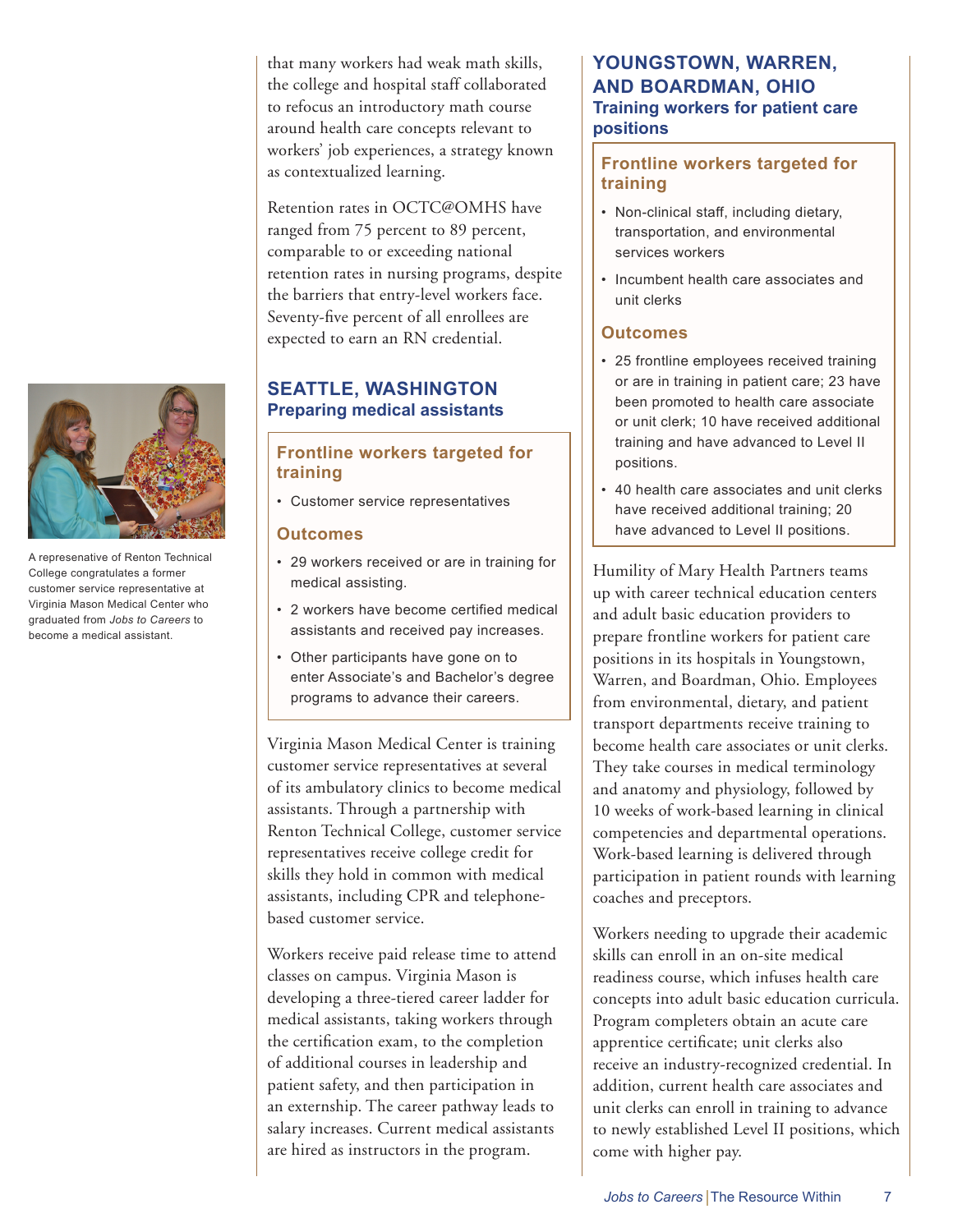that many workers had weak math skills, the college and hospital staff collaborated to refocus an introductory math course around health care concepts relevant to workers' job experiences, a strategy known as contextualized learning.

Retention rates in OCTC@OMHS have ranged from 75 percent to 89 percent, comparable to or exceeding national retention rates in nursing programs, despite the barriers that entry-level workers face. Seventy-five percent of all enrollees are expected to earn an RN credential.

A represenative of Renton Technical College congratulates a former customer service representative at Virginia Mason Medical Center who graduated from *Jobs to Careers* to become a medical assistant.

## SEATTLE, WASHINGTON

### Preparing medical assistants

#### Frontline workers targeted for training

- Customer service representatives

#### Outcomes

- 29 workers received or are in training for medical assisting.
- 2 workers have become certified medical assistants and received pay increases.
- Other participants have gone on to enter Associate's and Bachelor's degree programs to advance their careers.

Virginia Mason Medical Center is training customer service representatives at several of its ambulatory clinics to become medical assistants. Through a partnership with Renton Technical College, customer service representatives receive college credit for skills they hold in common with medical assistants, including CPR and telephone-based customer service.

Workers receive paid release time to attend classes on campus. Virginia Mason is developing a three-tiered career ladder for medical assistants, taking workers through the certification exam, to the completion of additional courses in leadership and patient safety, and then participation in an externship. The career pathway leads to salary increases. Current medical assistants are hired as instructors in the program.

## YOUNGSTOWN, WARREN, AND BOARDMAN, OHIO

### Training workers for patient care positions

#### Frontline workers targeted for training

- Non-clinical staff, including dietary, transportation, and environmental services workers
- Incumbent health care associates and unit clerks

#### Outcomes

- 25 frontline employees received training or are in training in patient care; 23 have been promoted to health care associate or unit clerk; 10 have received additional training and have advanced to Level II positions.
- 40 health care associates and unit clerks have received additional training; 20 have advanced to Level II positions.

Humility of Mary Health Partners teams up with career technical education centers and adult basic education providers to prepare frontline workers for patient care positions in its hospitals in Youngstown, Warren, and Boardman, Ohio. Employees from environmental, dietary, and patient transport departments receive training to become health care associates or unit clerks. They take courses in medical terminology and anatomy and physiology, followed by 10 weeks of work-based learning in clinical competencies and departmental operations. Work-based learning is delivered through participation in patient rounds with learning coaches and preceptors.

Workers needing to upgrade their academic skills can enroll in an on-site medical readiness course, which infuses health care concepts into adult basic education curricula. Program completers obtain an acute care apprentice certificate; unit clerks also receive an industry-recognized credential. In addition, current health care associates and unit clerks can enroll in training to advance to newly established Level II positions, which come with higher pay.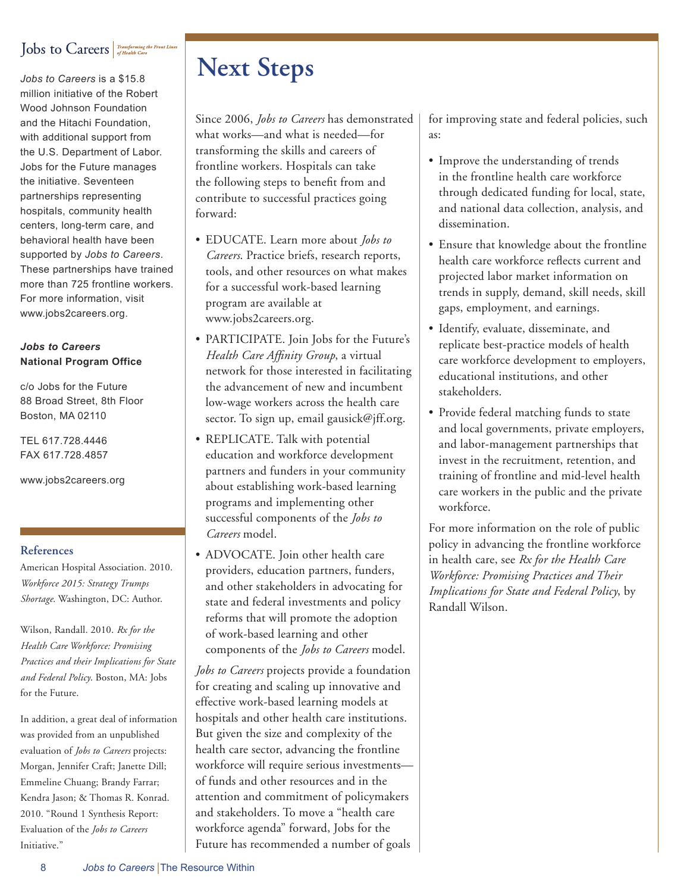Jobs to Careers | *Transforming the Front Lines of Health Care*

*Jobs to Careers* is a $15.8 million initiative of the Robert Wood Johnson Foundation and the Hitachi Foundation, with additional support from the U.S. Department of Labor. Jobs for the Future manages the initiative. Seventeen partnerships representing hospitals, community health centers, long-term care, and behavioral health have been supported by *Jobs to Careers*. These partnerships have trained more than 725 frontline workers. For more information, visit www.jobs2careers.org.

***Jobs to Careers***
**National Program Office**

c/o Jobs for the Future
88 Broad Street, 8th Floor
Boston, MA 02110

TEL 617.728.4446
FAX 617.728.4857

www.jobs2careers.org

# Next Steps

Since 2006, *Jobs to Careers* has demonstrated what works—and what is needed—for transforming the skills and careers of frontline workers. Hospitals can take the following steps to benefit from and contribute to successful practices going forward:

- EDUCATE. Learn more about *Jobs to Careers*. Practice briefs, research reports, tools, and other resources on what makes for a successful work-based learning program are available at www.jobs2careers.org.
- PARTICIPATE. Join Jobs for the Future's *Health Care Affinity Group*, a virtual network for those interested in facilitating the advancement of new and incumbent low-wage workers across the health care sector. To sign up, email gausick@jff.org.
- REPLICATE. Talk with potential education and workforce development partners and funders in your community about establishing work-based learning programs and implementing other successful components of the *Jobs to Careers* model.
- ADVOCATE. Join other health care providers, education partners, funders, and other stakeholders in advocating for state and federal investments and policy reforms that will promote the adoption of work-based learning and other components of the *Jobs to Careers* model.

*Jobs to Careers* projects provide a foundation for creating and scaling up innovative and effective work-based learning models at hospitals and other health care institutions. But given the size and complexity of the health care sector, advancing the frontline workforce will require serious investments—of funds and other resources and in the attention and commitment of policymakers and stakeholders. To move a "health care workforce agenda" forward, Jobs for the Future has recommended a number of goals for improving state and federal policies, such as:

- Improve the understanding of trends in the frontline health care workforce through dedicated funding for local, state, and national data collection, analysis, and dissemination.
- Ensure that knowledge about the frontline health care workforce reflects current and projected labor market information on trends in supply, demand, skill needs, skill gaps, employment, and earnings.
- Identify, evaluate, disseminate, and replicate best-practice models of health care workforce development to employers, educational institutions, and other stakeholders.
- Provide federal matching funds to state and local governments, private employers, and labor-management partnerships that invest in the recruitment, retention, and training of frontline and mid-level health care workers in the public and the private workforce.

For more information on the role of public policy in advancing the frontline workforce in health care, see *Rx for the Health Care Workforce: Promising Practices and Their Implications for State and Federal Policy*, by Randall Wilson.

### References

American Hospital Association. 2010. *Workforce 2015: Strategy Trumps Shortage*. Washington, DC: Author.

Wilson, Randall. 2010. *Rx for the Health Care Workforce: Promising Practices and their Implications for State and Federal Policy*. Boston, MA: Jobs for the Future.

In addition, a great deal of information was provided from an unpublished evaluation of *Jobs to Careers* projects: Morgan, Jennifer Craft; Janette Dill; Emmeline Chuang; Brandy Farrar; Kendra Jason; & Thomas R. Konrad. 2010. "Round 1 Synthesis Report: Evaluation of the *Jobs to Careers* Initiative."